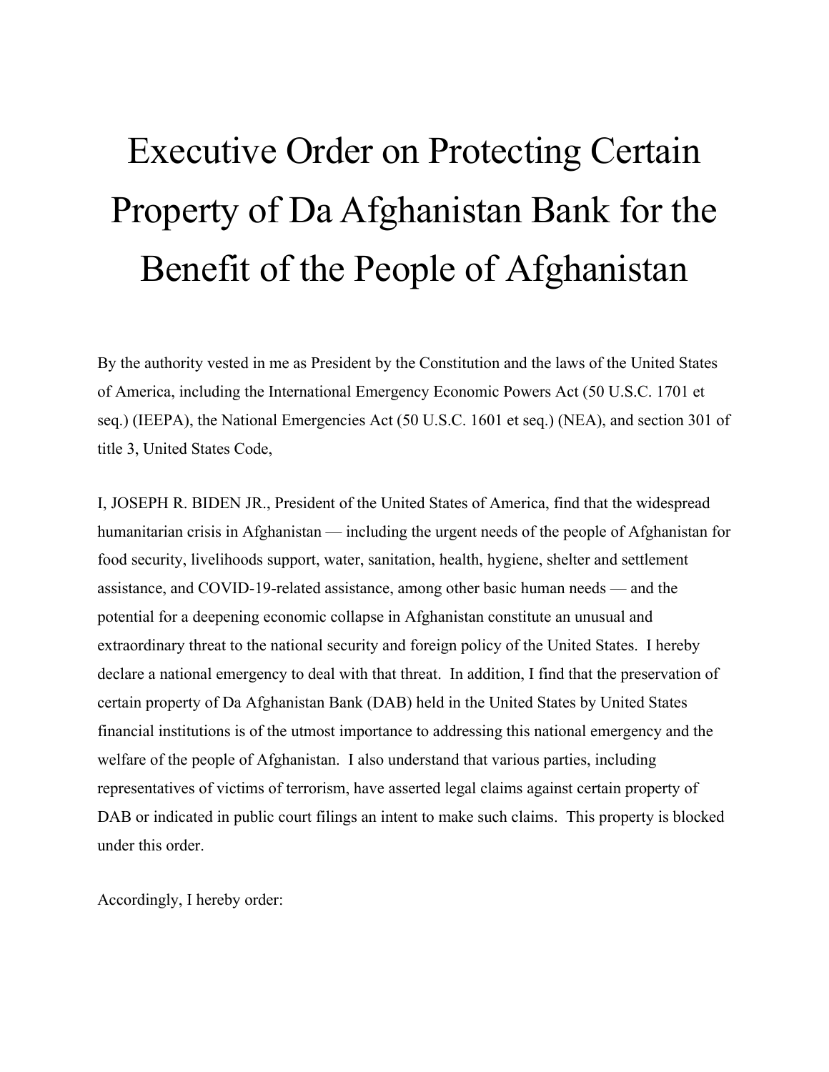# Executive Order on Protecting Certain Property of Da Afghanistan Bank for the Benefit of the People of Afghanistan

By the authority vested in me as President by the Constitution and the laws of the United States of America, including the International Emergency Economic Powers Act (50 U.S.C. 1701 et seq.) (IEEPA), the National Emergencies Act (50 U.S.C. 1601 et seq.) (NEA), and section 301 of title 3, United States Code,

I, JOSEPH R. BIDEN JR., President of the United States of America, find that the widespread humanitarian crisis in Afghanistan — including the urgent needs of the people of Afghanistan for food security, livelihoods support, water, sanitation, health, hygiene, shelter and settlement assistance, and COVID-19-related assistance, among other basic human needs — and the potential for a deepening economic collapse in Afghanistan constitute an unusual and extraordinary threat to the national security and foreign policy of the United States. I hereby declare a national emergency to deal with that threat. In addition, I find that the preservation of certain property of Da Afghanistan Bank (DAB) held in the United States by United States financial institutions is of the utmost importance to addressing this national emergency and the welfare of the people of Afghanistan. I also understand that various parties, including representatives of victims of terrorism, have asserted legal claims against certain property of DAB or indicated in public court filings an intent to make such claims. This property is blocked under this order.

Accordingly, I hereby order: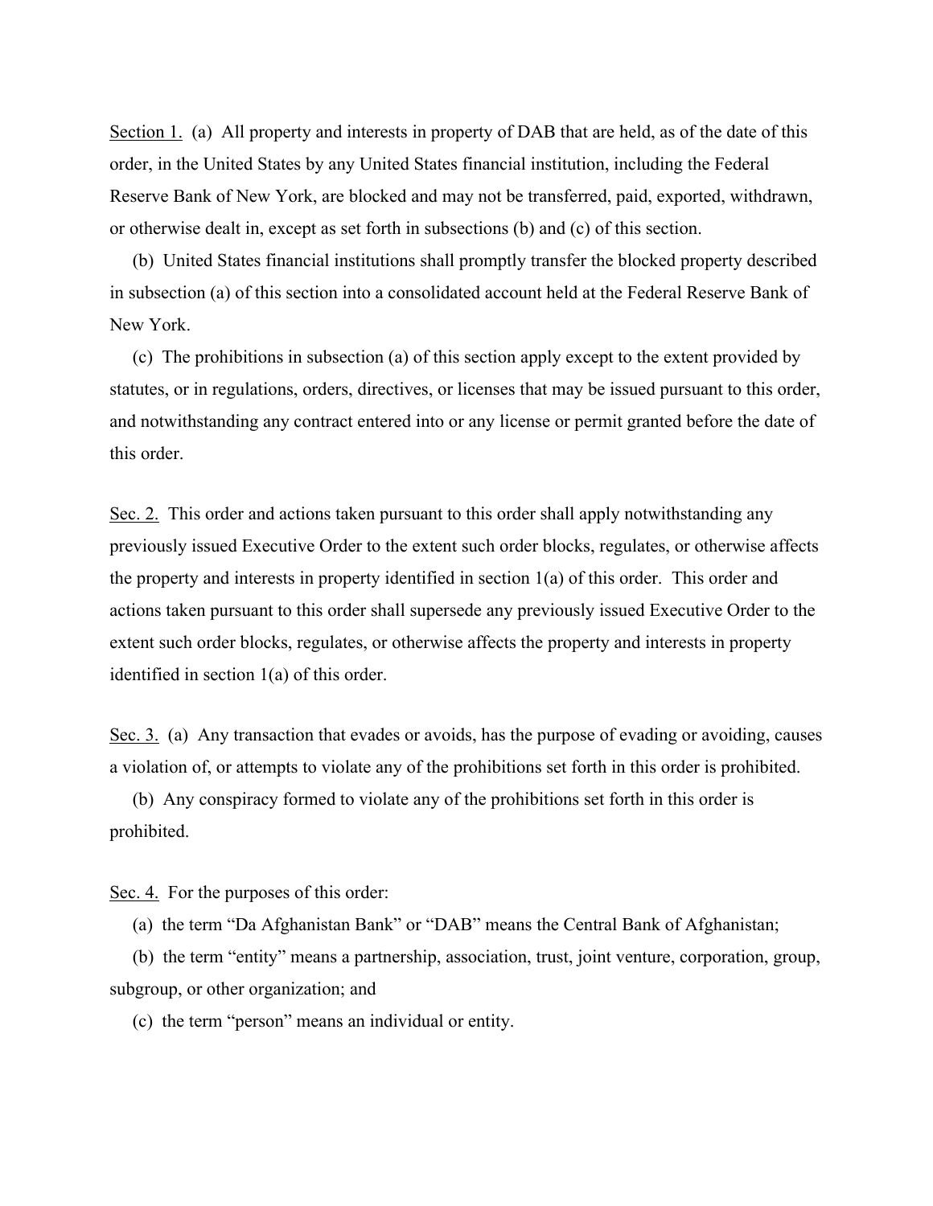Section 1. (a) All property and interests in property of DAB that are held, as of the date of this order, in the United States by any United States financial institution, including the Federal Reserve Bank of New York, are blocked and may not be transferred, paid, exported, withdrawn, or otherwise dealt in, except as set forth in subsections (b) and (c) of this section.

(b) United States financial institutions shall promptly transfer the blocked property described in subsection (a) of this section into a consolidated account held at the Federal Reserve Bank of New York.

(c) The prohibitions in subsection (a) of this section apply except to the extent provided by statutes, or in regulations, orders, directives, or licenses that may be issued pursuant to this order, and notwithstanding any contract entered into or any license or permit granted before the date of this order.

Sec. 2. This order and actions taken pursuant to this order shall apply notwithstanding any previously issued Executive Order to the extent such order blocks, regulates, or otherwise affects the property and interests in property identified in section 1(a) of this order. This order and actions taken pursuant to this order shall supersede any previously issued Executive Order to the extent such order blocks, regulates, or otherwise affects the property and interests in property identified in section 1(a) of this order.

Sec. 3. (a) Any transaction that evades or avoids, has the purpose of evading or avoiding, causes a violation of, or attempts to violate any of the prohibitions set forth in this order is prohibited.

(b) Any conspiracy formed to violate any of the prohibitions set forth in this order is prohibited.

Sec. 4. For the purposes of this order:

(a) the term “Da Afghanistan Bank” or “DAB” means the Central Bank of Afghanistan;

(b) the term “entity” means a partnership, association, trust, joint venture, corporation, group, subgroup, or other organization; and

(c) the term “person” means an individual or entity.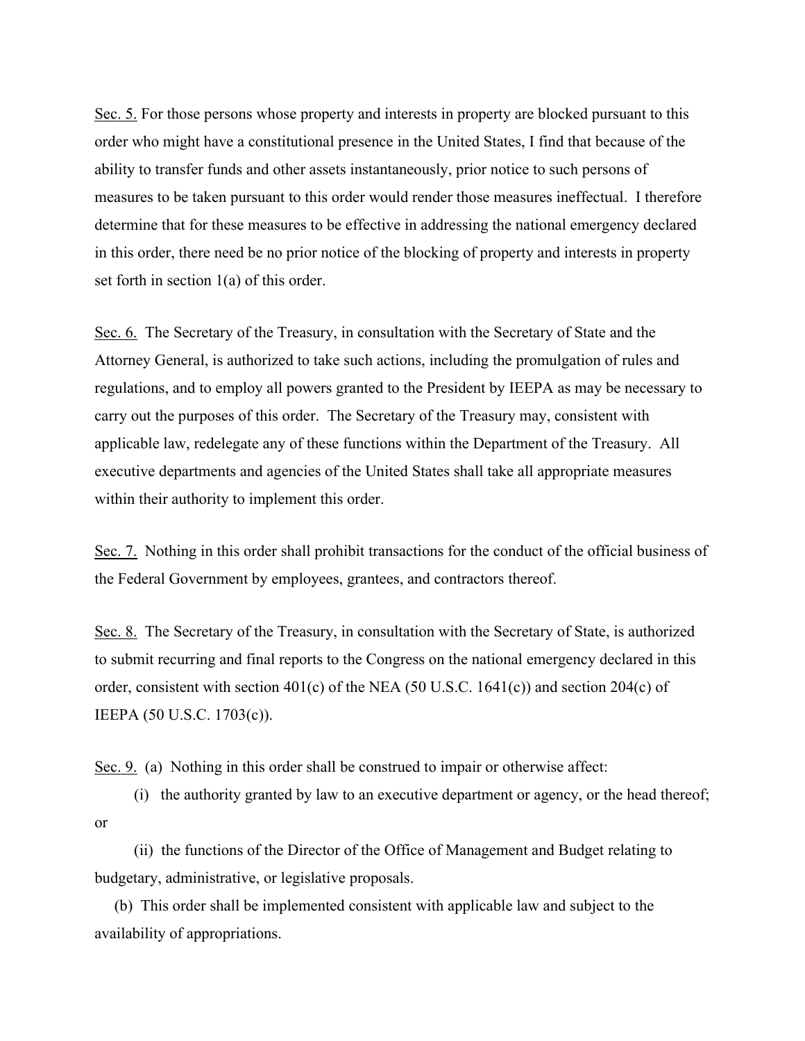Sec. 5. For those persons whose property and interests in property are blocked pursuant to this order who might have a constitutional presence in the United States, I find that because of the ability to transfer funds and other assets instantaneously, prior notice to such persons of measures to be taken pursuant to this order would render those measures ineffectual. I therefore determine that for these measures to be effective in addressing the national emergency declared in this order, there need be no prior notice of the blocking of property and interests in property set forth in section 1(a) of this order.

Sec. 6. The Secretary of the Treasury, in consultation with the Secretary of State and the Attorney General, is authorized to take such actions, including the promulgation of rules and regulations, and to employ all powers granted to the President by IEEPA as may be necessary to carry out the purposes of this order. The Secretary of the Treasury may, consistent with applicable law, redelegate any of these functions within the Department of the Treasury. All executive departments and agencies of the United States shall take all appropriate measures within their authority to implement this order.

Sec. 7. Nothing in this order shall prohibit transactions for the conduct of the official business of the Federal Government by employees, grantees, and contractors thereof.

Sec. 8. The Secretary of the Treasury, in consultation with the Secretary of State, is authorized to submit recurring and final reports to the Congress on the national emergency declared in this order, consistent with section 401(c) of the NEA (50 U.S.C. 1641(c)) and section 204(c) of IEEPA (50 U.S.C. 1703(c)).

Sec. 9. (a) Nothing in this order shall be construed to impair or otherwise affect:

(i) the authority granted by law to an executive department or agency, or the head thereof; or

(ii) the functions of the Director of the Office of Management and Budget relating to budgetary, administrative, or legislative proposals.

(b) This order shall be implemented consistent with applicable law and subject to the availability of appropriations.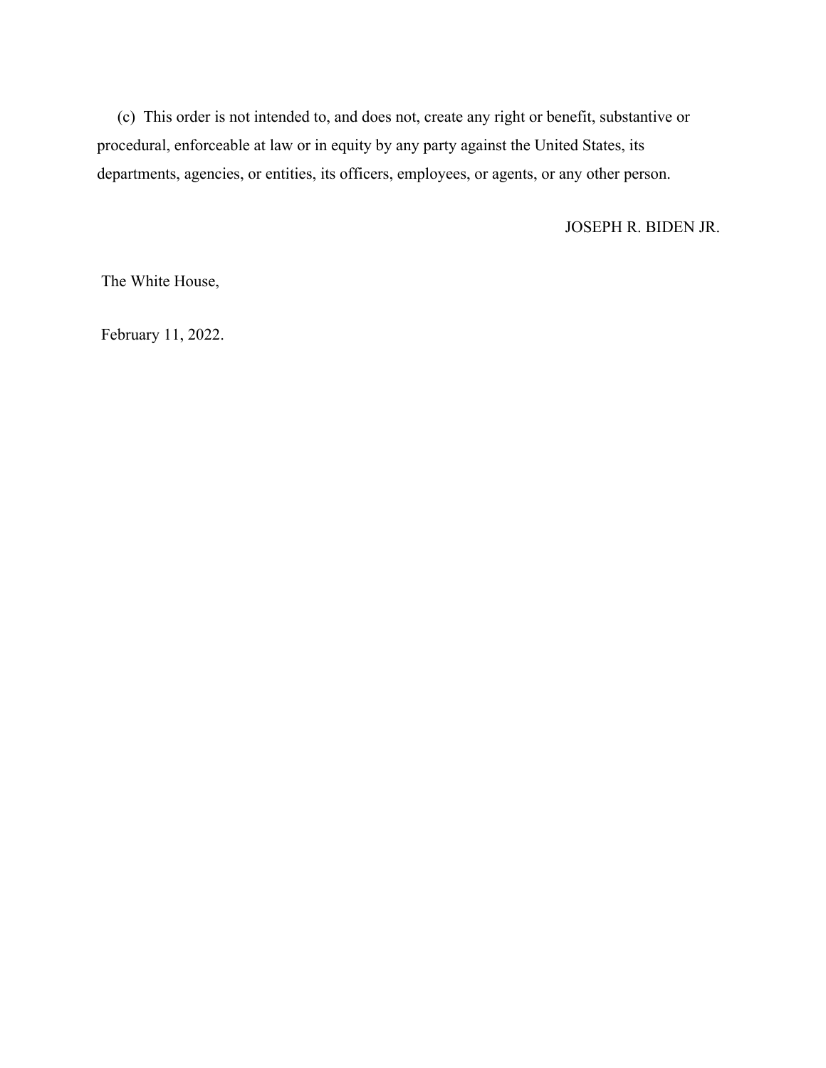(c) This order is not intended to, and does not, create any right or benefit, substantive or procedural, enforceable at law or in equity by any party against the United States, its departments, agencies, or entities, its officers, employees, or agents, or any other person.

JOSEPH R. BIDEN JR.

The White House,

February 11, 2022.